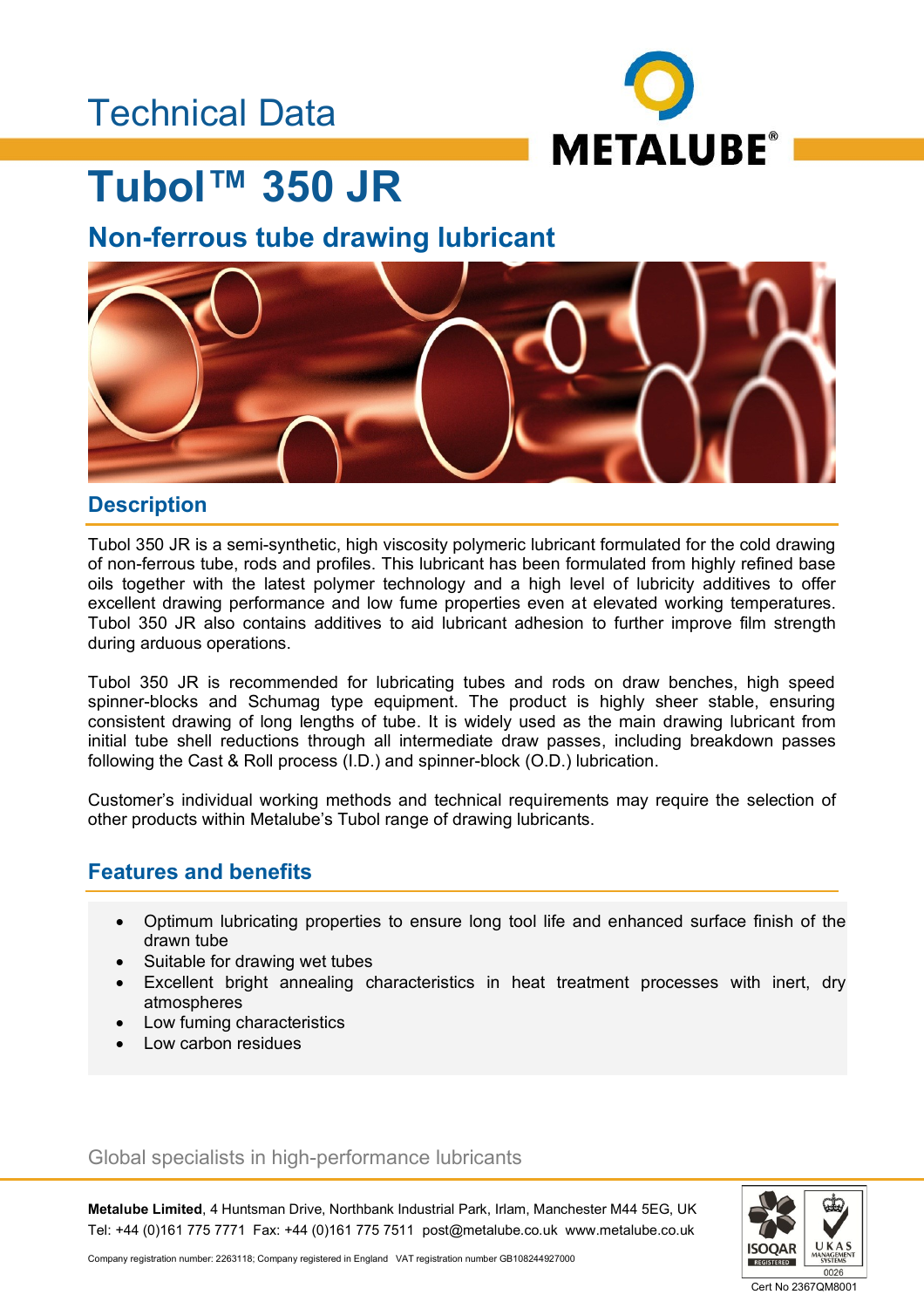Technical Data

# Tubol™ 350 JR

## Non-ferrous tube drawing lubricant

## Description

Tubol 350 JR is a semi-synthetic, high viscosity polymeric lubricant formulated for the cold drawing of non-ferrous tube, rods and profiles. This lubricant has been formulated from highly refined base oils together with the latest polymer technology and a high level of lubricity additives to offer excellent drawing performance and low fume properties even at elevated working temperatures. Tubol 350 JR also contains additives to aid lubricant adhesion to further improve film strength during arduous operations.

Tubol 350 JR is recommended for lubricating tubes and rods on draw benches, high speed spinner-blocks and Schumag type equipment. The product is highly sheer stable, ensuring consistent drawing of long lengths of tube. It is widely used as the main drawing lubricant from initial tube shell reductions through all intermediate draw passes, including breakdown passes following the Cast & Roll process (I.D.) and spinner-block (O.D.) lubrication.

Customer's individual working methods and technical requirements may require the selection of other products within Metalube's Tubol range of drawing lubricants.

## Features and benefits

- Optimum lubricating properties to ensure long tool life and enhanced surface finish of the drawn tube
- Suitable for drawing wet tubes
- Excellent bright annealing characteristics in heat treatment processes with inert, dry atmospheres
- Low fuming characteristics
- Low carbon residues

Global specialists in high-performance lubricants

**Metalube Limited**, 4 Huntsman Drive, Northbank Industrial Park, Irlam, Manchester M44 5EG, UK
Tel: +44 (0)161 775 7771 Fax: +44 (0)161 775 7511 post@metalube.co.uk www.metalube.co.uk

Company registration number: 2263118; Company registered in England VAT registration number GB108244927000

Cert No 2367QM8001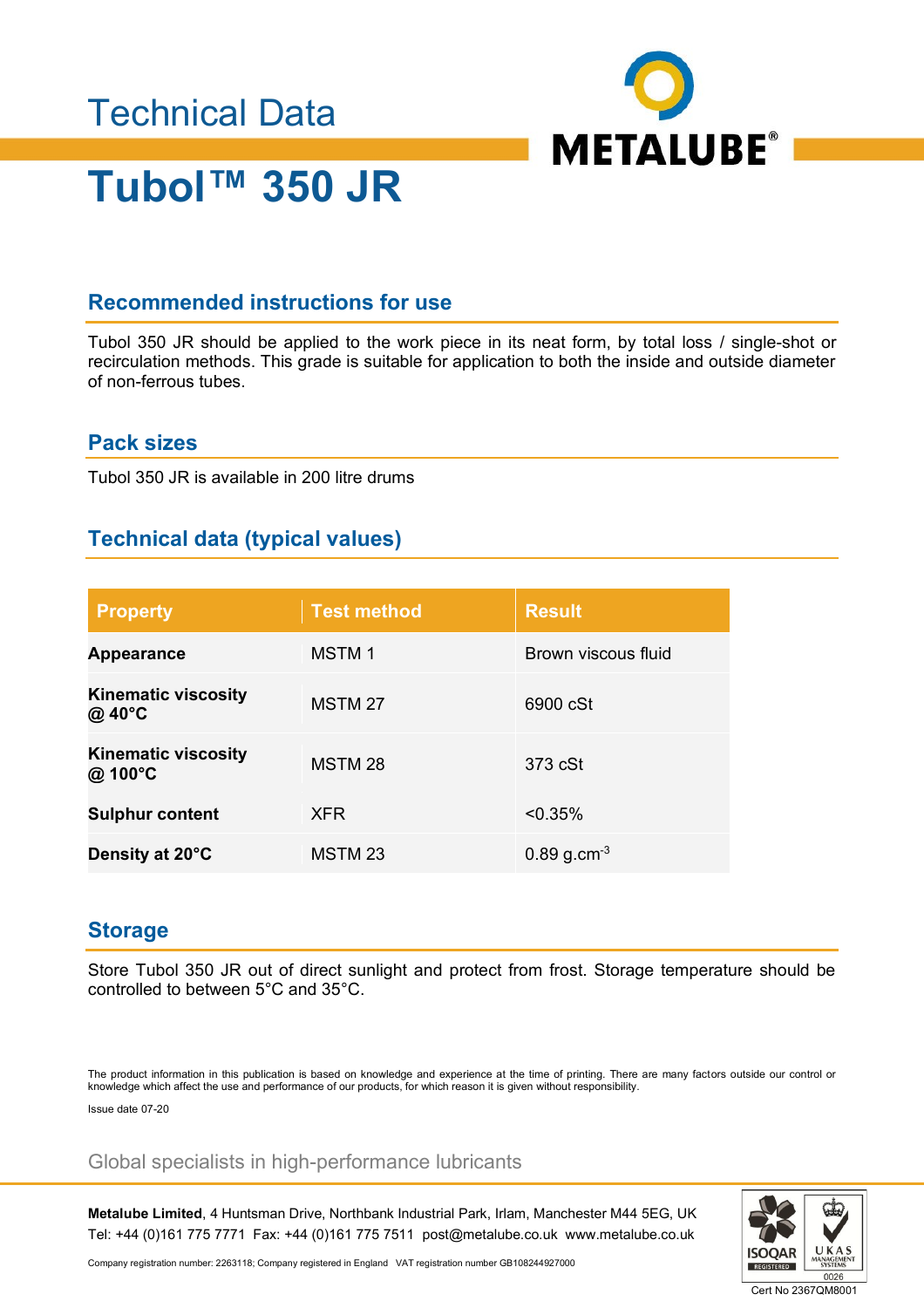Technical Data

# Tubol™ 350 JR

## Recommended instructions for use

Tubol 350 JR should be applied to the work piece in its neat form, by total loss / single-shot or recirculation methods. This grade is suitable for application to both the inside and outside diameter of non-ferrous tubes.

## Pack sizes

Tubol 350 JR is available in 200 litre drums

## Technical data (typical values)

| Property | Test method | Result |
|---|---|---|
| **Appearance** | MSTM 1 | Brown viscous fluid |
| **Kinematic viscosity @ 40°C** | MSTM 27 | 6900 cSt |
| **Kinematic viscosity @ 100°C** | MSTM 28 | 373 cSt |
| **Sulphur content** | XFR | <0.35% |
| **Density at 20°C** | MSTM 23 | 0.89 $g.cm^{-3}$ |

## Storage

Store Tubol 350 JR out of direct sunlight and protect from frost. Storage temperature should be controlled to between 5°C and 35°C.

The product information in this publication is based on knowledge and experience at the time of printing. There are many factors outside our control or knowledge which affect the use and performance of our products, for which reason it is given without responsibility.

Issue date 07-20

Global specialists in high-performance lubricants

**Metalube Limited**, 4 Huntsman Drive, Northbank Industrial Park, Irlam, Manchester M44 5EG, UK
Tel: +44 (0)161 775 7771 Fax: +44 (0)161 775 7511 post@metalube.co.uk www.metalube.co.uk

Company registration number: 2263118; Company registered in England VAT registration number GB108244927000

Cert No 2367QM8001